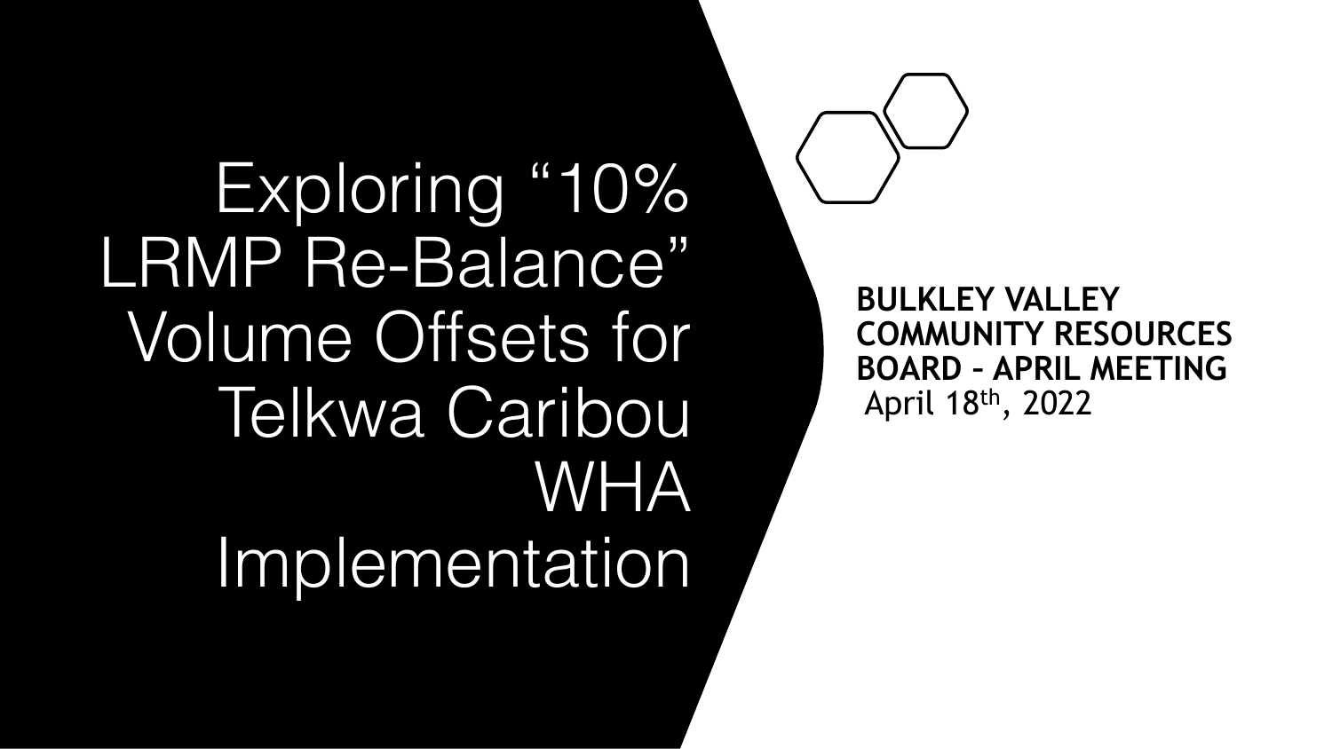# Exploring "10% LRMP Re-Balance" Volume Offsets for Telkwa Caribou WHA Implementation

**BULKLEY VALLEY COMMUNITY RESOURCES BOARD – APRIL MEETING**

April 18th, 2022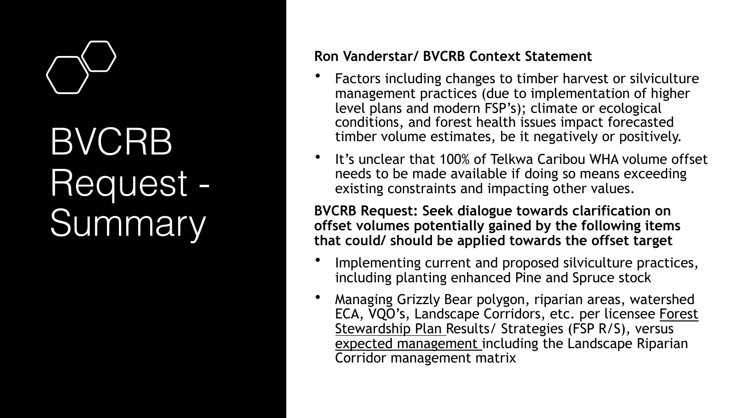# BVCRB Request - Summary

**Ron Vanderstar/ BVCRB Context Statement**

- Factors including changes to timber harvest or silviculture management practices (due to implementation of higher level plans and modern FSP's); climate or ecological conditions, and forest health issues impact forecasted timber volume estimates, be it negatively or positively.
- It's unclear that 100% of Telkwa Caribou WHA volume offset needs to be made available if doing so means exceeding existing constraints and impacting other values.

**BVCRB Request: Seek dialogue towards clarification on offset volumes potentially gained by the following items that could/ should be applied towards the offset target**

- Implementing current and proposed silviculture practices, including planting enhanced Pine and Spruce stock
- Managing Grizzly Bear polygon, riparian areas, watershed ECA, VQO's, Landscape Corridors, etc. per licensee Forest Stewardship Plan Results/ Strategies (FSP R/S), versus expected management including the Landscape Riparian Corridor management matrix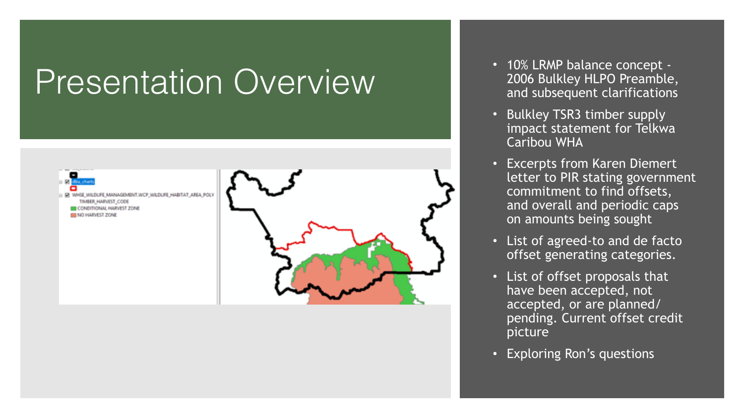# Presentation Overview

- 10% LRMP balance concept - 2006 Bulkley HLPO Preamble, and subsequent clarifications
- Bulkley TSR3 timber supply impact statement for Telkwa Caribou WHA
- Excerpts from Karen Diemert letter to PIR stating government commitment to find offsets, and overall and periodic caps on amounts being sought
- List of agreed-to and de facto offset generating categories.
- List of offset proposals that have been accepted, not accepted, or are planned/ pending. Current offset credit picture
- Exploring Ron's questions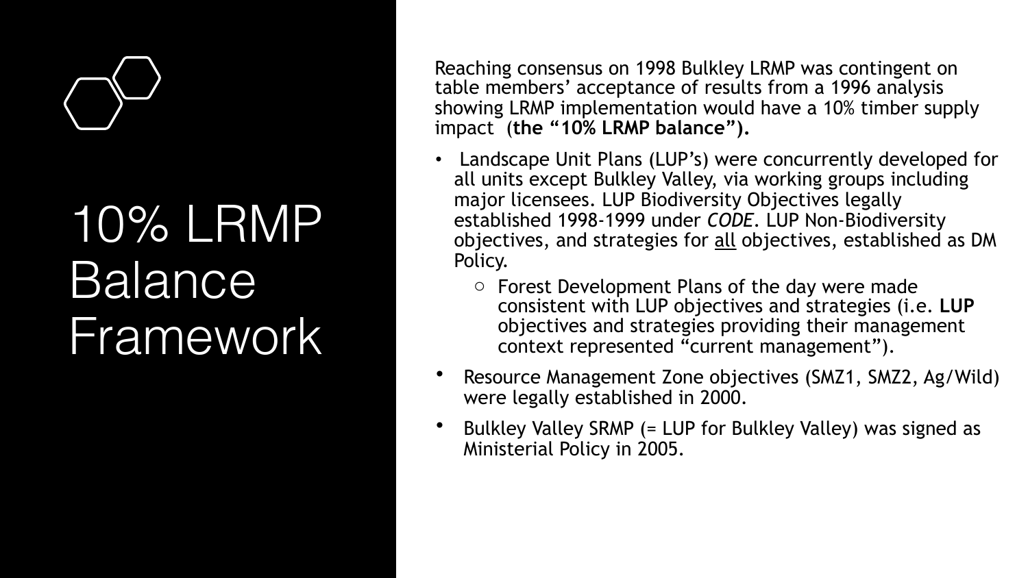# 10% LRMP Balance Framework

Reaching consensus on 1998 Bulkley LRMP was contingent on table members' acceptance of results from a 1996 analysis showing LRMP implementation would have a 10% timber supply impact (**the "10% LRMP balance").**

- Landscape Unit Plans (LUP's) were concurrently developed for all units except Bulkley Valley, via working groups including major licensees. LUP Biodiversity Objectives legally established 1998-1999 under *CODE*. LUP Non-Biodiversity objectives, and strategies for <u>all</u> objectives, established as DM Policy.
  - Forest Development Plans of the day were made consistent with LUP objectives and strategies (i.e. **LUP** objectives and strategies providing their management context represented "current management").
- Resource Management Zone objectives (SMZ1, SMZ2, Ag/Wild) were legally established in 2000.
- Bulkley Valley SRMP (= LUP for Bulkley Valley) was signed as Ministerial Policy in 2005.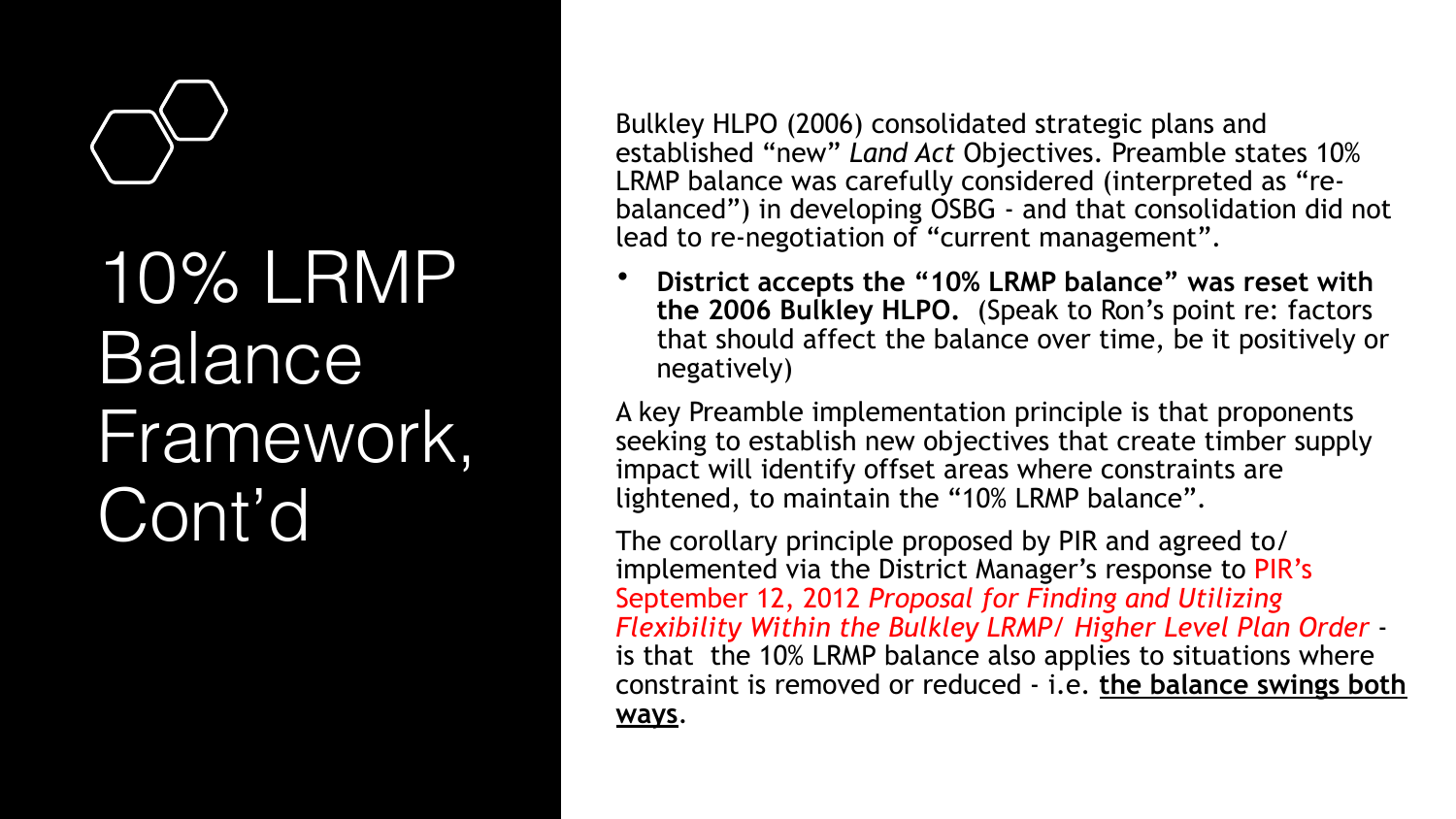# 10% LRMP Balance Framework, Cont'd

Bulkley HLPO (2006) consolidated strategic plans and established "new" *Land Act* Objectives. Preamble states 10% LRMP balance was carefully considered (interpreted as "re-balanced") in developing OSBG - and that consolidation did not lead to re-negotiation of "current management".

- **District accepts the "10% LRMP balance" was reset with the 2006 Bulkley HLPO.** (Speak to Ron's point re: factors that should affect the balance over time, be it positively or negatively)

A key Preamble implementation principle is that proponents seeking to establish new objectives that create timber supply impact will identify offset areas where constraints are lightened, to maintain the "10% LRMP balance".

The corollary principle proposed by PIR and agreed to/ implemented via the District Manager's response to PIR's September 12, 2012 *Proposal for Finding and Utilizing Flexibility Within the Bulkley LRMP/ Higher Level Plan Order* - is that the 10% LRMP balance also applies to situations where constraint is removed or reduced - i.e. **the balance swings both ways**.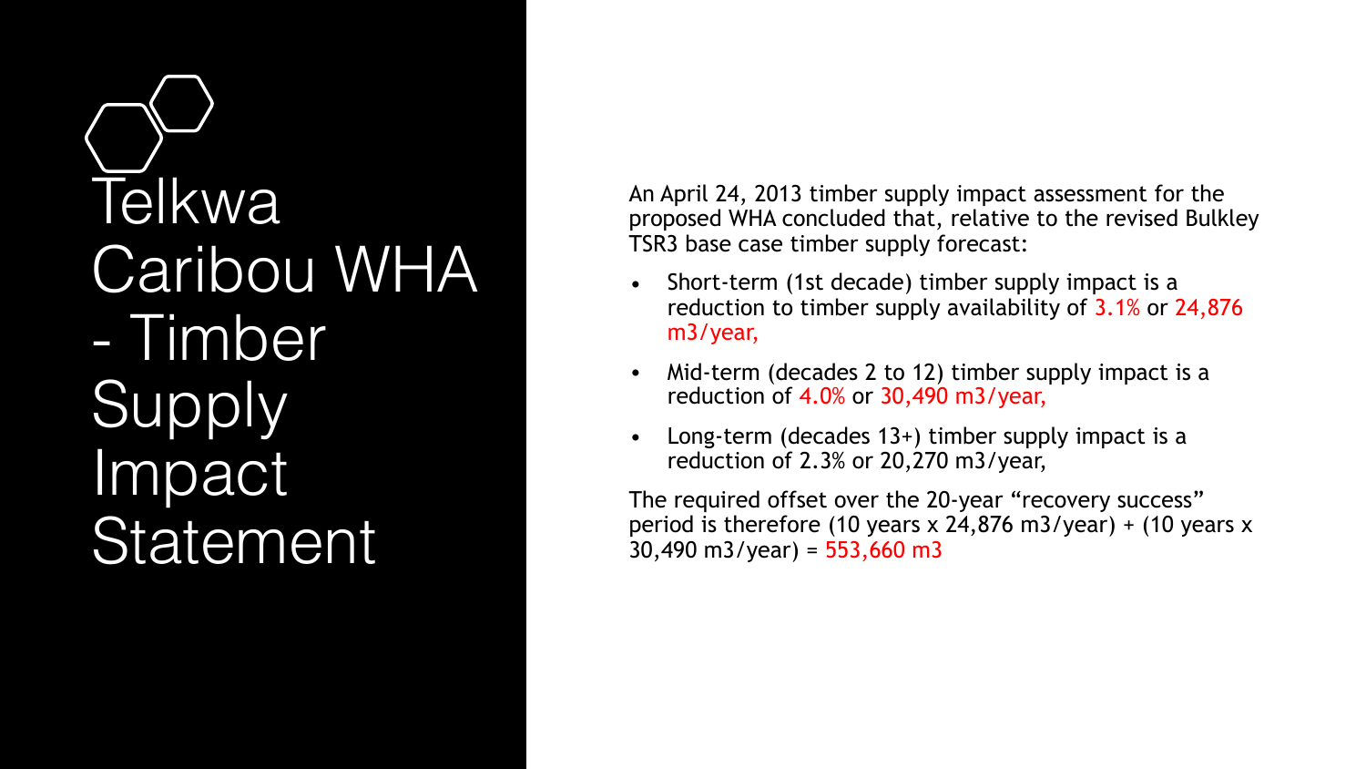# Telkwa Caribou WHA - Timber Supply Impact Statement

An April 24, 2013 timber supply impact assessment for the proposed WHA concluded that, relative to the revised Bulkley TSR3 base case timber supply forecast:

- Short-term (1st decade) timber supply impact is a reduction to timber supply availability of 3.1% or 24,876 m3/year,
- Mid-term (decades 2 to 12) timber supply impact is a reduction of 4.0% or 30,490 m3/year,
- Long-term (decades 13+) timber supply impact is a reduction of 2.3% or 20,270 m3/year,

The required offset over the 20-year "recovery success" period is therefore (10 years x 24,876 m3/year) + (10 years x 30,490 m3/year) = 553,660 m3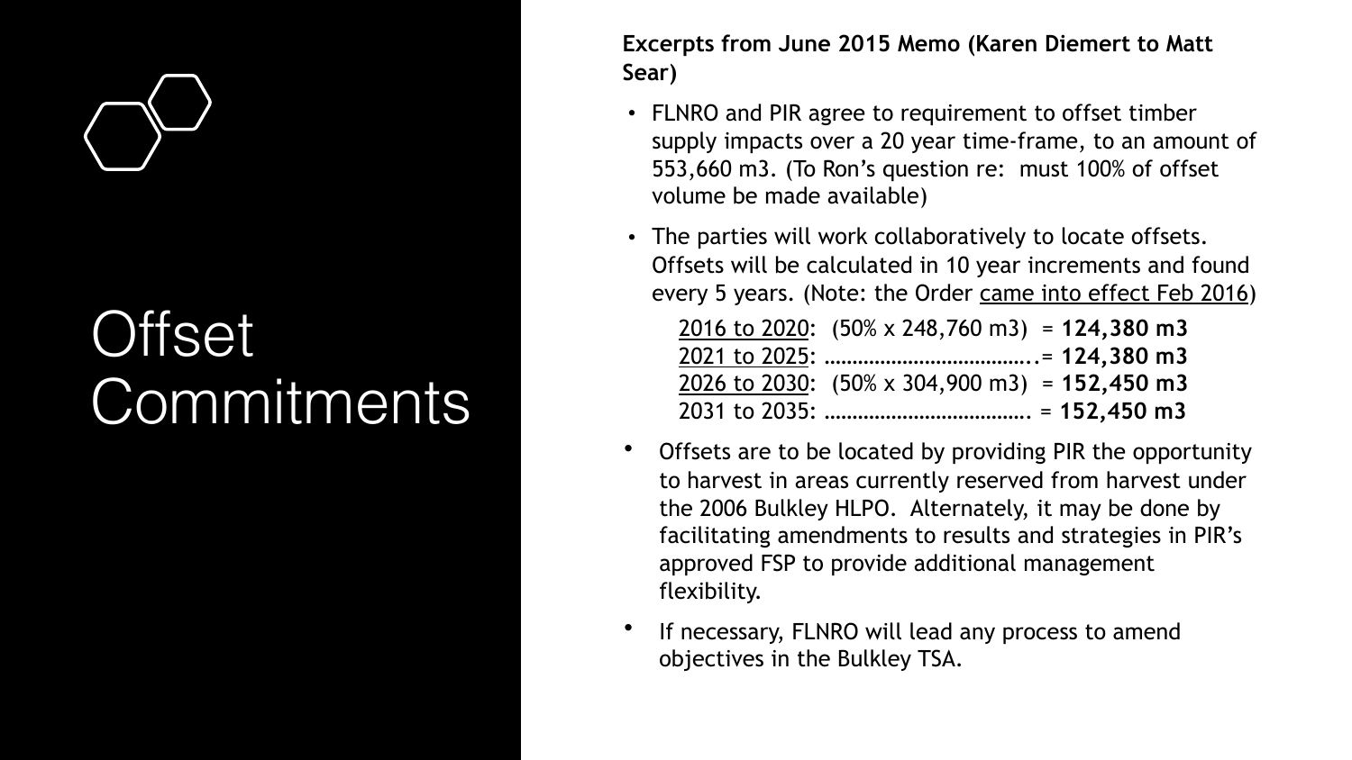# Offset Commitments

**Excerpts from June 2015 Memo (Karen Diemert to Matt Sear)**

- FLNRO and PIR agree to requirement to offset timber supply impacts over a 20 year time-frame, to an amount of 553,660 m3. (To Ron's question re: must 100% of offset volume be made available)
- The parties will work collaboratively to locate offsets. Offsets will be calculated in 10 year increments and found every 5 years. (Note: the Order came into effect Feb 2016)

  2016 to 2020: (50% x 248,760 m3) = **124,380 m3**
  2021 to 2025: ……………………………….= **124,380 m3**
  2026 to 2030: (50% x 304,900 m3) = **152,450 m3**
  2031 to 2035: ………………………………. = **152,450 m3**

- Offsets are to be located by providing PIR the opportunity to harvest in areas currently reserved from harvest under the 2006 Bulkley HLPO. Alternately, it may be done by facilitating amendments to results and strategies in PIR's approved FSP to provide additional management flexibility.
- If necessary, FLNRO will lead any process to amend objectives in the Bulkley TSA.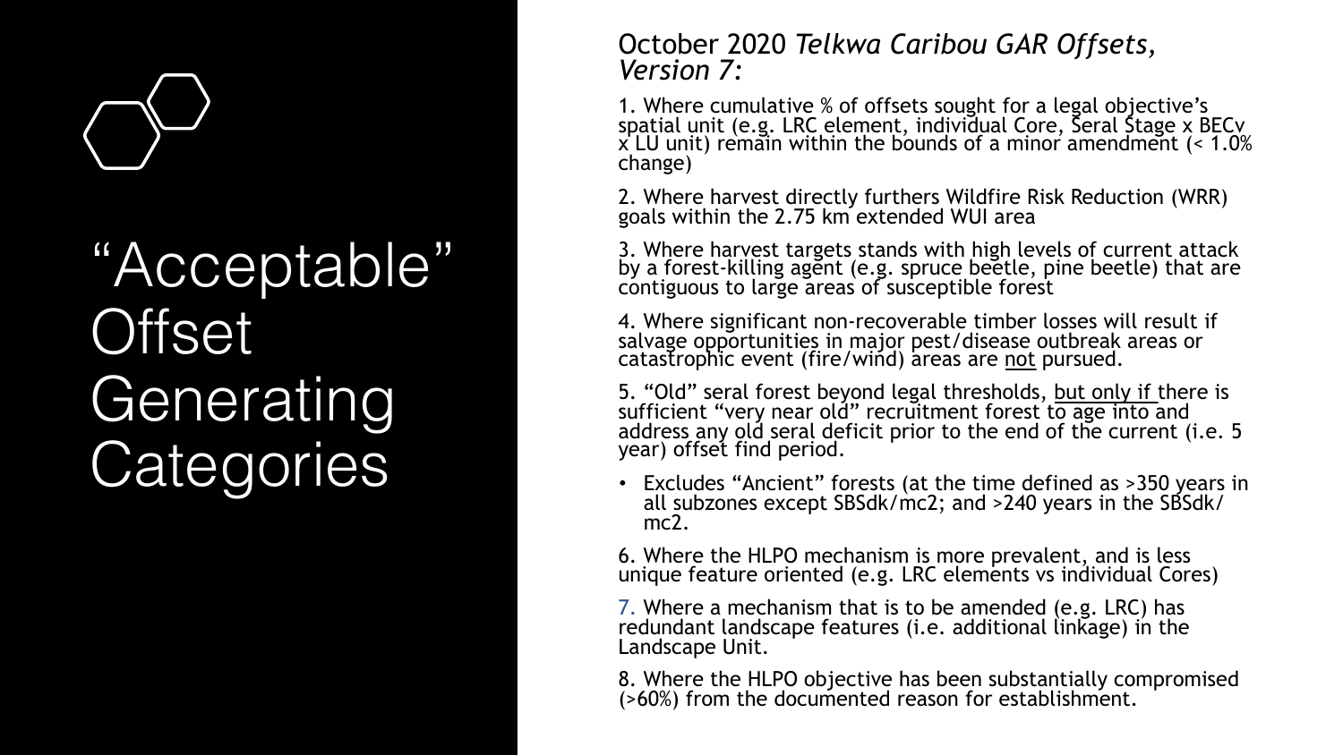# “Acceptable” Offset Generating Categories

October 2020 *Telkwa Caribou GAR Offsets, Version 7:*

1. Where cumulative % of offsets sought for a legal objective’s spatial unit (e.g. LRC element, individual Core, Seral Stage x BECv x LU unit) remain within the bounds of a minor amendment (< 1.0% change)

2. Where harvest directly furthers Wildfire Risk Reduction (WRR) goals within the 2.75 km extended WUI area

3. Where harvest targets stands with high levels of current attack by a forest-killing agent (e.g. spruce beetle, pine beetle) that are contiguous to large areas of susceptible forest

4. Where significant non-recoverable timber losses will result if salvage opportunities in major pest/disease outbreak areas or catastrophic event (fire/wind) areas are <u>not</u> pursued.

5. “Old” seral forest beyond legal thresholds, <u>but only if</u> there is sufficient “very near old” recruitment forest to age into and address any old seral deficit prior to the end of the current (i.e. 5 year) offset find period.

- Excludes “Ancient” forests (at the time defined as >350 years in all subzones except SBSdk/mc2; and >240 years in the SBSdk/mc2.

6. Where the HLPO mechanism is more prevalent, and is less unique feature oriented (e.g. LRC elements vs individual Cores)

7. Where a mechanism that is to be amended (e.g. LRC) has redundant landscape features (i.e. additional linkage) in the Landscape Unit.

8. Where the HLPO objective has been substantially compromised (>60%) from the documented reason for establishment.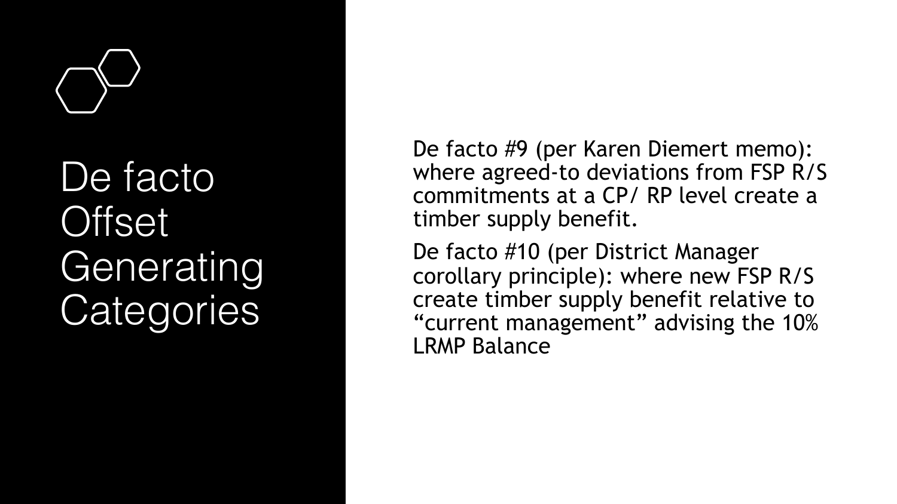# De facto Offset Generating Categories

De facto #9 (per Karen Diemert memo): where agreed-to deviations from FSP R/S commitments at a CP/ RP level create a timber supply benefit.

De facto #10 (per District Manager corollary principle): where new FSP R/S create timber supply benefit relative to "current management" advising the 10% LRMP Balance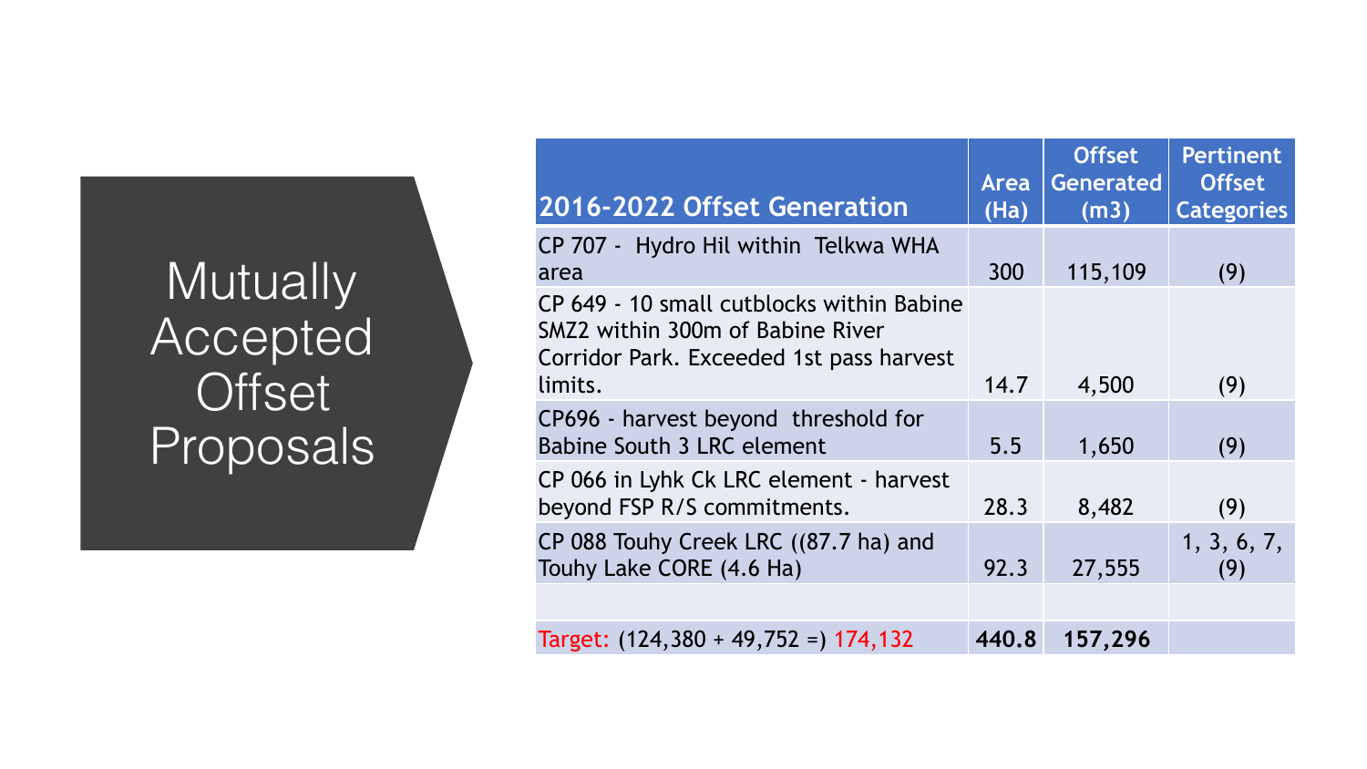# Mutually Accepted Offset Proposals

| 2016-2022 Offset Generation | Area (Ha) | Offset Generated (m3) | Pertinent Offset Categories |
|---|---|---|---|
| CP 707 - Hydro Hil within Telkwa WHA area | 300 | 115,109 | (9) |
| CP 649 - 10 small cutblocks within Babine SMZ2 within 300m of Babine River Corridor Park. Exceeded 1st pass harvest limits. | 14.7 | 4,500 | (9) |
| CP696 - harvest beyond threshold for Babine South 3 LRC element | 5.5 | 1,650 | (9) |
| CP 066 in Lyhk Ck LRC element - harvest beyond FSP R/S commitments. | 28.3 | 8,482 | (9) |
| CP 088 Touhy Creek LRC ((87.7 ha) and Touhy Lake CORE (4.6 Ha) | 92.3 | 27,555 | 1, 3, 6, 7, (9) |
| | | | |
| Target: (124,380 + 49,752 =) 174,132 | **440.8** | **157,296** | |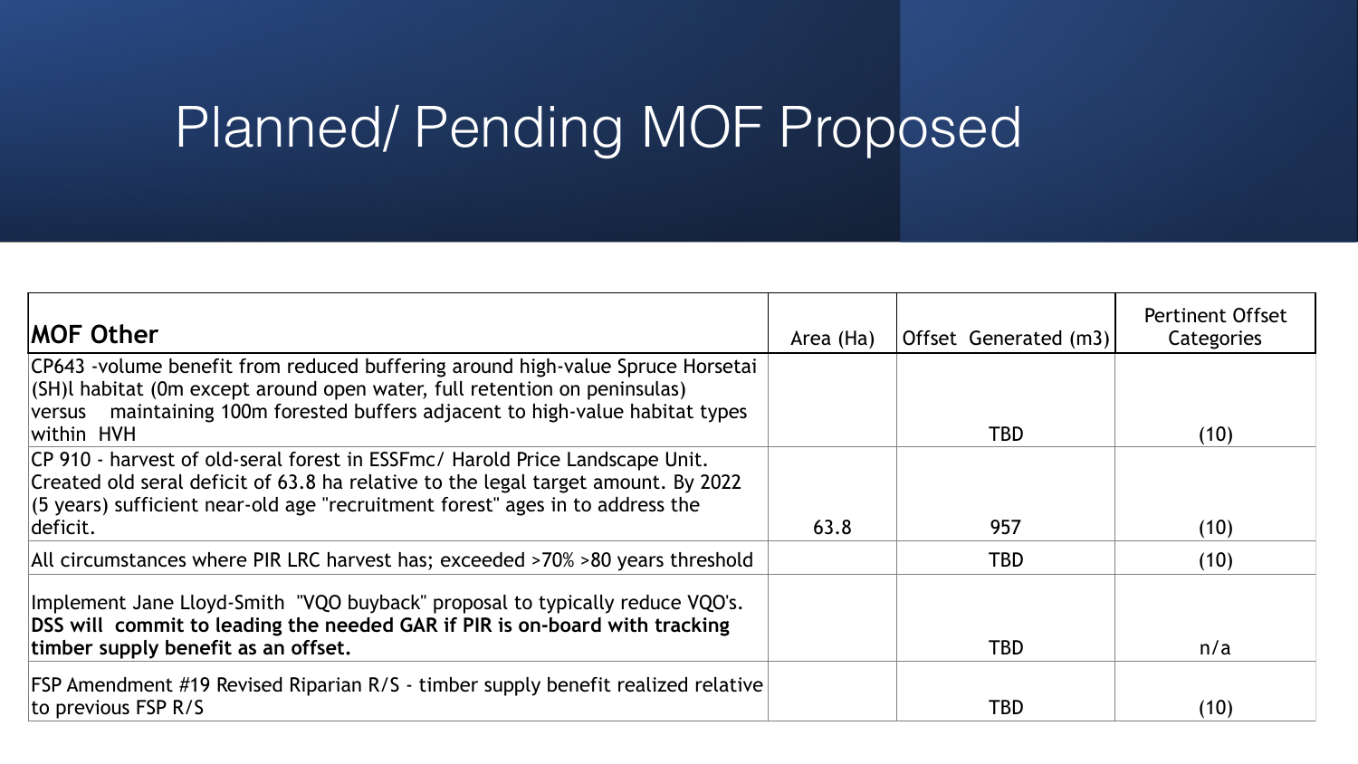# Planned/ Pending MOF Proposed

| **MOF Other** | Area (Ha) | Offset Generated (m3) | Pertinent Offset Categories |
|---|---|---|---|
| CP643 -volume benefit from reduced buffering around high-value Spruce Horsetai (SH)l habitat (0m except around open water, full retention on peninsulas) versus maintaining 100m forested buffers adjacent to high-value habitat types within HVH | | TBD | (10) |
| CP 910 - harvest of old-seral forest in ESSFmc/ Harold Price Landscape Unit. Created old seral deficit of 63.8 ha relative to the legal target amount. By 2022 (5 years) sufficient near-old age "recruitment forest" ages in to address the deficit. | 63.8 | 957 | (10) |
| All circumstances where PIR LRC harvest has; exceeded >70% >80 years threshold | | TBD | (10) |
| Implement Jane Lloyd-Smith "VQO buyback" proposal to typically reduce VQO's. **DSS will commit to leading the needed GAR if PIR is on-board with tracking timber supply benefit as an offset.** | | TBD | n/a |
| FSP Amendment #19 Revised Riparian R/S - timber supply benefit realized relative to previous FSP R/S | | TBD | (10) |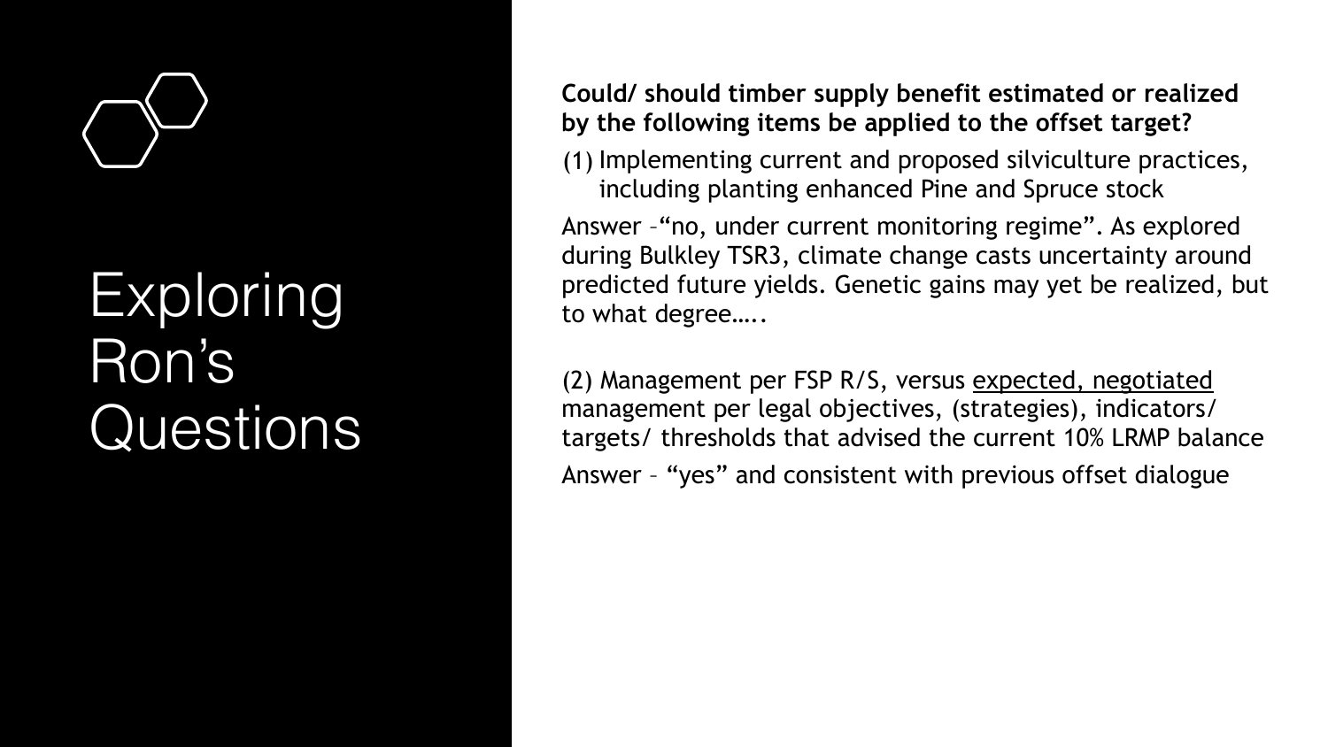# Exploring Ron's Questions

**Could/ should timber supply benefit estimated or realized by the following items be applied to the offset target?**

(1) Implementing current and proposed silviculture practices, including planting enhanced Pine and Spruce stock

Answer –"no, under current monitoring regime". As explored during Bulkley TSR3, climate change casts uncertainty around predicted future yields. Genetic gains may yet be realized, but to what degree…..

(2) Management per FSP R/S, versus expected, negotiated management per legal objectives, (strategies), indicators/ targets/ thresholds that advised the current 10% LRMP balance

Answer – "yes" and consistent with previous offset dialogue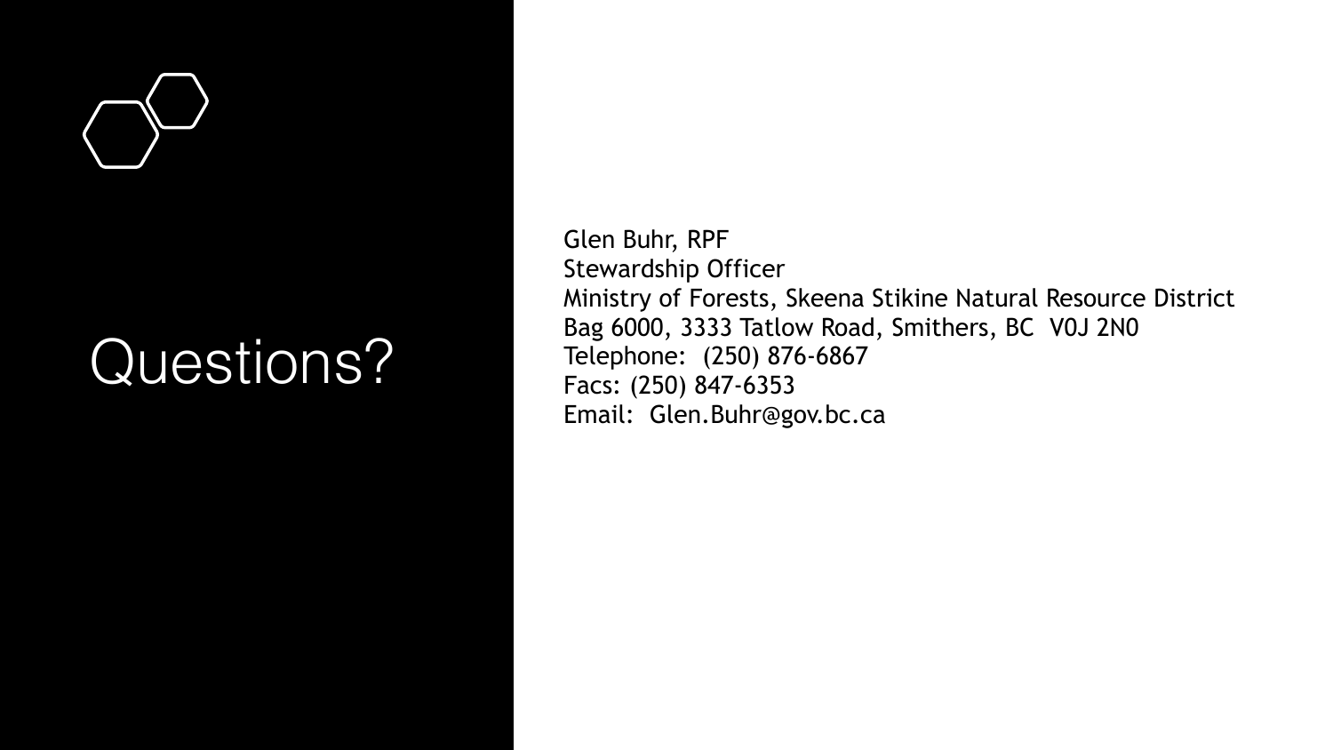# Questions?

Glen Buhr, RPF
Stewardship Officer
Ministry of Forests, Skeena Stikine Natural Resource District
Bag 6000, 3333 Tatlow Road, Smithers, BC V0J 2N0
Telephone: (250) 876-6867
Facs: (250) 847-6353
Email: Glen.Buhr@gov.bc.ca